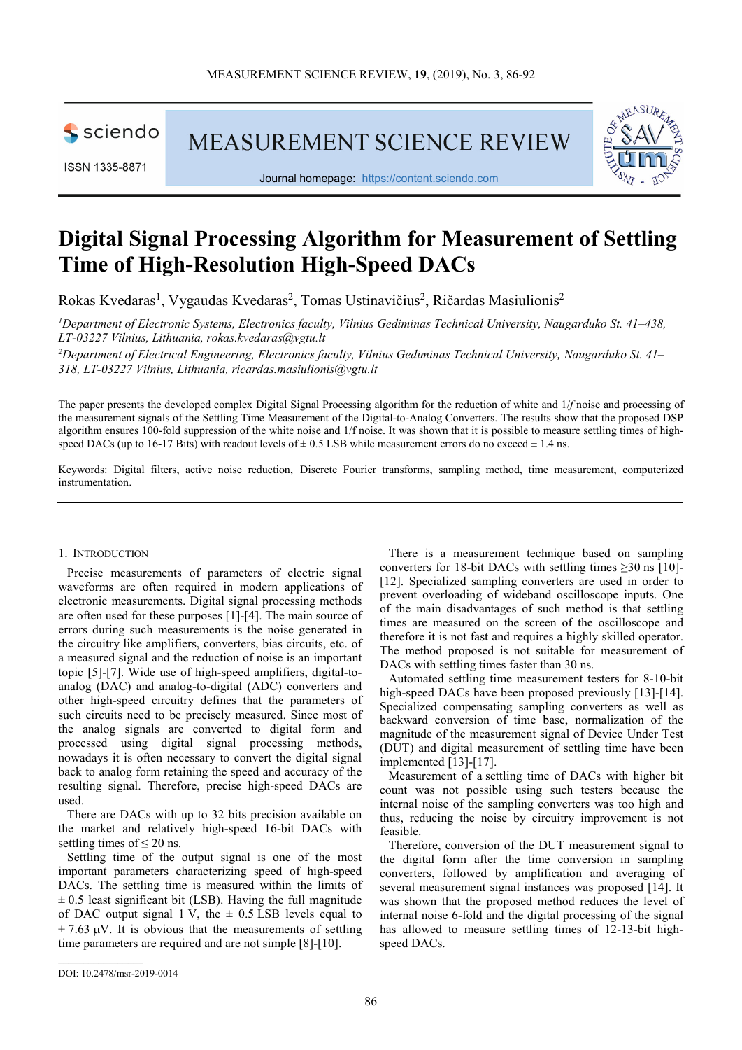# Digital Signal Processing Algorithm for Measurement of Settling Time of High-Resolution High-Speed DACs

Rokas Kvedaras[1], Vygaudas Kvedaras[2], Tomas Ustinavičius[2], Ričardas Masiulionis[2]

[1]*Department of Electronic Systems, Electronics faculty, Vilnius Gediminas Technical University, Naugarduko St. 41–438, LT-03227 Vilnius, Lithuania, rokas.kvedaras@vgtu.lt*

[2]*Department of Electrical Engineering, Electronics faculty, Vilnius Gediminas Technical University, Naugarduko St. 41–318, LT-03227 Vilnius, Lithuania, ricardas.masiulionis@vgtu.lt*

The paper presents the developed complex Digital Signal Processing algorithm for the reduction of white and 1/*f* noise and processing of the measurement signals of the Settling Time Measurement of the Digital-to-Analog Converters. The results show that the proposed DSP algorithm ensures 100-fold suppression of the white noise and 1/f noise. It was shown that it is possible to measure settling times of high-speed DACs (up to 16-17 Bits) with readout levels of ± 0.5 LSB while measurement errors do no exceed ± 1.4 ns.

Keywords: Digital filters, active noise reduction, Discrete Fourier transforms, sampling method, time measurement, computerized instrumentation.

## 1. Introduction

Precise measurements of parameters of electric signal waveforms are often required in modern applications of electronic measurements. Digital signal processing methods are often used for these purposes [1]-[4]. The main source of errors during such measurements is the noise generated in the circuitry like amplifiers, converters, bias circuits, etc. of a measured signal and the reduction of noise is an important topic [5]-[7]. Wide use of high-speed amplifiers, digital-to-analog (DAC) and analog-to-digital (ADC) converters and other high-speed circuitry defines that the parameters of such circuits need to be precisely measured. Since most of the analog signals are converted to digital form and processed using digital signal processing methods, nowadays it is often necessary to convert the digital signal back to analog form retaining the speed and accuracy of the resulting signal. Therefore, precise high-speed DACs are used.

There are DACs with up to 32 bits precision available on the market and relatively high-speed 16-bit DACs with settling times of ≤ 20 ns.

Settling time of the output signal is one of the most important parameters characterizing speed of high-speed DACs. The settling time is measured within the limits of ± 0.5 least significant bit (LSB). Having the full magnitude of DAC output signal 1 V, the ± 0.5 LSB levels equal to ± 7.63 μV. It is obvious that the measurements of settling time parameters are required and are not simple [8]-[10].

There is a measurement technique based on sampling converters for 18-bit DACs with settling times ≥30 ns [10]-[12]. Specialized sampling converters are used in order to prevent overloading of wideband oscilloscope inputs. One of the main disadvantages of such method is that settling times are measured on the screen of the oscilloscope and therefore it is not fast and requires a highly skilled operator. The method proposed is not suitable for measurement of DACs with settling times faster than 30 ns.

Automated settling time measurement testers for 8-10-bit high-speed DACs have been proposed previously [13]-[14]. Specialized compensating sampling converters as well as backward conversion of time base, normalization of the magnitude of the measurement signal of Device Under Test (DUT) and digital measurement of settling time have been implemented [13]-[17].

Measurement of a settling time of DACs with higher bit count was not possible using such testers because the internal noise of the sampling converters was too high and thus, reducing the noise by circuitry improvement is not feasible.

Therefore, conversion of the DUT measurement signal to the digital form after the time conversion in sampling converters, followed by amplification and averaging of several measurement signal instances was proposed [14]. It was shown that the proposed method reduces the level of internal noise 6-fold and the digital processing of the signal has allowed to measure settling times of 12-13-bit high-speed DACs.

DOI: 10.2478/msr-2019-0014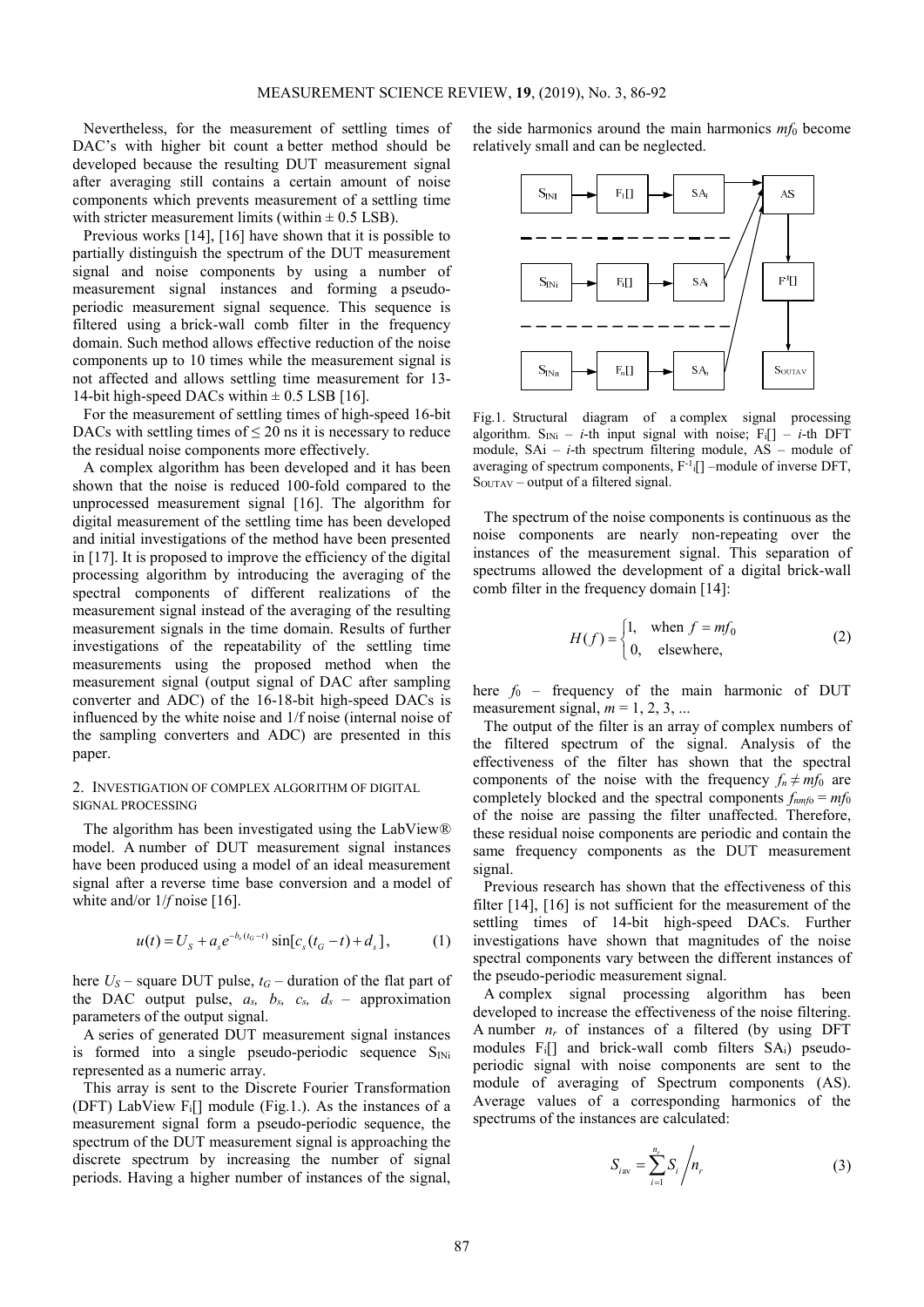Nevertheless, for the measurement of settling times of DAC's with higher bit count a better method should be developed because the resulting DUT measurement signal after averaging still contains a certain amount of noise components which prevents measurement of a settling time with stricter measurement limits (within ± 0.5 LSB).

Previous works [14], [16] have shown that it is possible to partially distinguish the spectrum of the DUT measurement signal and noise components by using a number of measurement signal instances and forming a pseudo-periodic measurement signal sequence. This sequence is filtered using a brick-wall comb filter in the frequency domain. Such method allows effective reduction of the noise components up to 10 times while the measurement signal is not affected and allows settling time measurement for 13-14-bit high-speed DACs within ± 0.5 LSB [16].

For the measurement of settling times of high-speed 16-bit DACs with settling times of ≤ 20 ns it is necessary to reduce the residual noise components more effectively.

A complex algorithm has been developed and it has been shown that the noise is reduced 100-fold compared to the unprocessed measurement signal [16]. The algorithm for digital measurement of the settling time has been developed and initial investigations of the method have been presented in [17]. It is proposed to improve the efficiency of the digital processing algorithm by introducing the averaging of the spectral components of different realizations of the measurement signal instead of the averaging of the resulting measurement signals in the time domain. Results of further investigations of the repeatability of the settling time measurements using the proposed method when the measurement signal (output signal of DAC after sampling converter and ADC) of the 16-18-bit high-speed DACs is influenced by the white noise and 1/f noise (internal noise of the sampling converters and ADC) are presented in this paper.

## 2. Investigation of complex algorithm of digital signal processing

The algorithm has been investigated using the LabView® model. A number of DUT measurement signal instances have been produced using a model of an ideal measurement signal after a reverse time base conversion and a model of white and/or $1/f$ noise [16].

$$u(t) = U_S + a_s e^{-b_s(t_G - t)} \sin[c_s(t_G - t) + d_s], \tag{1}$$

here $U_S$ – square DUT pulse, $t_G$ – duration of the flat part of the DAC output pulse, $a_s$, $b_s$, $c_s$, $d_s$ – approximation parameters of the output signal.

A series of generated DUT measurement signal instances is formed into a single pseudo-periodic sequence $S_{INi}$ represented as a numeric array.

This array is sent to the Discrete Fourier Transformation (DFT) LabView $F_i[]$ module (Fig.1.). As the instances of a measurement signal form a pseudo-periodic sequence, the spectrum of the DUT measurement signal is approaching the discrete spectrum by increasing the number of signal periods. Having a higher number of instances of the signal, the side harmonics around the main harmonics $mf_0$ become relatively small and can be neglected.

Fig.1. Structural diagram of a complex signal processing algorithm. $S_{INi}$ – $i$-th input signal with noise; $F_i[]$ – $i$-th DFT module, $SA_i$ – $i$-th spectrum filtering module, AS – module of averaging of spectrum components, $F^{-1}{}_i[]$ –module of inverse DFT, $S_{OUTAV}$ – output of a filtered signal.

The spectrum of the noise components is continuous as the noise components are nearly non-repeating over the instances of the measurement signal. This separation of spectrums allowed the development of a digital brick-wall comb filter in the frequency domain [14]:

$$H(f) = \begin{cases} 1, & \text{when } f = mf_0 \\ 0, & \text{elsewhere,} \end{cases} \tag{2}$$

here $f_0$ – frequency of the main harmonic of DUT measurement signal, $m = 1, 2, 3, ...$

The output of the filter is an array of complex numbers of the filtered spectrum of the signal. Analysis of the effectiveness of the filter has shown that the spectral components of the noise with the frequency $f_n \neq mf_0$ are completely blocked and the spectral components $f_{nmf0} = mf_0$ of the noise are passing the filter unaffected. Therefore, these residual noise components are periodic and contain the same frequency components as the DUT measurement signal.

Previous research has shown that the effectiveness of this filter [14], [16] is not sufficient for the measurement of the settling times of 14-bit high-speed DACs. Further investigations have shown that magnitudes of the noise spectral components vary between the different instances of the pseudo-periodic measurement signal.

A complex signal processing algorithm has been developed to increase the effectiveness of the noise filtering. A number $n_r$ of instances of a filtered (by using DFT modules $F_i[]$ and brick-wall comb filters $SA_i$) pseudo-periodic signal with noise components are sent to the module of averaging of Spectrum components (AS). Average values of a corresponding harmonics of the spectrums of the instances are calculated:

$$S_{i\,\mathrm{av}} = \sum_{i=1}^{n_r} S_i \Big/ n_r \tag{3}$$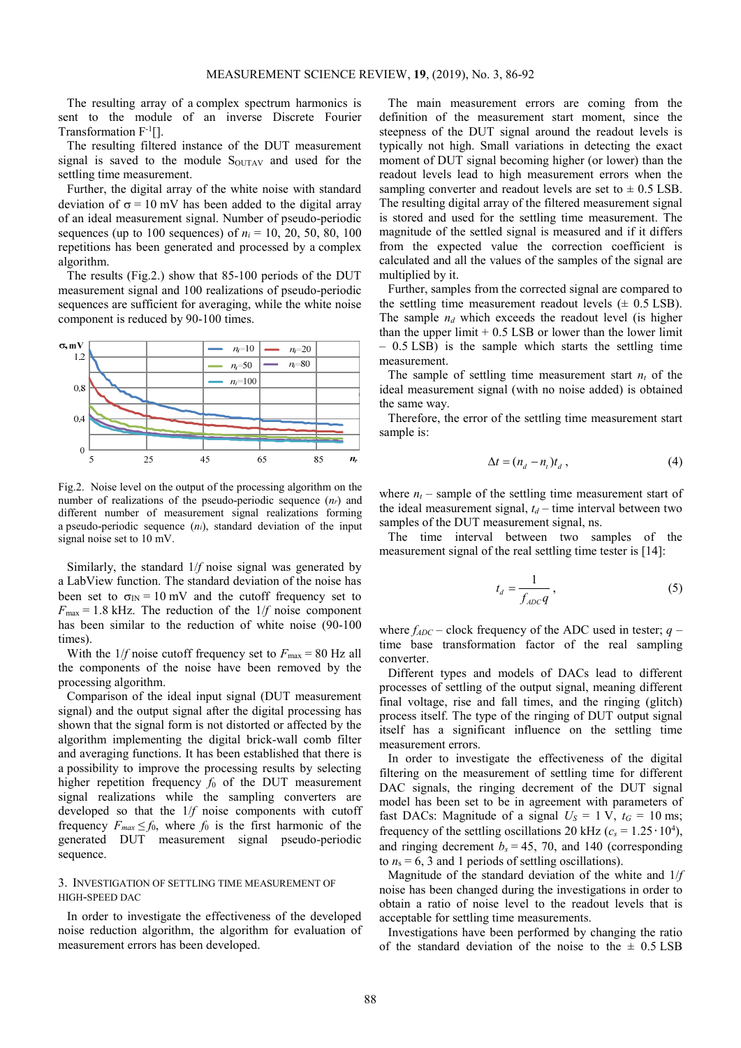The resulting array of a complex spectrum harmonics is sent to the module of an inverse Discrete Fourier Transformation $F^{-1}$[].

The resulting filtered instance of the DUT measurement signal is saved to the module $S_{OUTAV}$ and used for the settling time measurement.

Further, the digital array of the white noise with standard deviation of $\sigma = 10$ mV has been added to the digital array of an ideal measurement signal. Number of pseudo-periodic sequences (up to 100 sequences) of $n_i = 10, 20, 50, 80, 100$ repetitions has been generated and processed by a complex algorithm.

The results (Fig.2.) show that 85-100 periods of the DUT measurement signal and 100 realizations of pseudo-periodic sequences are sufficient for averaging, while the white noise component is reduced by 90-100 times.

Fig.2. Noise level on the output of the processing algorithm on the number of realizations of the pseudo-periodic sequence ($n_r$) and different number of measurement signal realizations forming a pseudo-periodic sequence ($n_i$), standard deviation of the input signal noise set to 10 mV.

Similarly, the standard $1/f$ noise signal was generated by a LabView function. The standard deviation of the noise has been set to $\sigma_{IN} = 10$ mV and the cutoff frequency set to $F_{max} = 1.8$ kHz. The reduction of the $1/f$ noise component has been similar to the reduction of white noise (90-100 times).

With the $1/f$ noise cutoff frequency set to $F_{max} = 80$ Hz all the components of the noise have been removed by the processing algorithm.

Comparison of the ideal input signal (DUT measurement signal) and the output signal after the digital processing has shown that the signal form is not distorted or affected by the algorithm implementing the digital brick-wall comb filter and averaging functions. It has been established that there is a possibility to improve the processing results by selecting higher repetition frequency $f_0$ of the DUT measurement signal realizations while the sampling converters are developed so that the $1/f$ noise components with cutoff frequency $F_{max} \leq f_0$, where $f_0$ is the first harmonic of the generated DUT measurement signal pseudo-periodic sequence.

## 3. Investigation of settling time measurement of high-speed DAC

In order to investigate the effectiveness of the developed noise reduction algorithm, the algorithm for evaluation of measurement errors has been developed.

The main measurement errors are coming from the definition of the measurement start moment, since the steepness of the DUT signal around the readout levels is typically not high. Small variations in detecting the exact moment of DUT signal becoming higher (or lower) than the readout levels lead to high measurement errors when the sampling converter and readout levels are set to ± 0.5 LSB. The resulting digital array of the filtered measurement signal is stored and used for the settling time measurement. The magnitude of the settled signal is measured and if it differs from the expected value the correction coefficient is calculated and all the values of the samples of the signal are multiplied by it.

Further, samples from the corrected signal are compared to the settling time measurement readout levels (± 0.5 LSB). The sample $n_d$ which exceeds the readout level (is higher than the upper limit + 0.5 LSB or lower than the lower limit – 0.5 LSB) is the sample which starts the settling time measurement.

The sample of settling time measurement start $n_t$ of the ideal measurement signal (with no noise added) is obtained the same way.

Therefore, the error of the settling time measurement start sample is:

$$\Delta t = (n_d - n_t) t_d \,, \tag{4}$$

where $n_t$ – sample of the settling time measurement start of the ideal measurement signal, $t_d$ – time interval between two samples of the DUT measurement signal, ns.

The time interval between two samples of the measurement signal of the real settling time tester is [14]:

$$t_d = \frac{1}{f_{ADC} q} \,, \tag{5}$$

where $f_{ADC}$ – clock frequency of the ADC used in tester; $q$ – time base transformation factor of the real sampling converter.

Different types and models of DACs lead to different processes of settling of the output signal, meaning different final voltage, rise and fall times, and the ringing (glitch) process itself. The type of the ringing of DUT output signal itself has a significant influence on the settling time measurement errors.

In order to investigate the effectiveness of the digital filtering on the measurement of settling time for different DAC signals, the ringing decrement of the DUT signal model has been set to be in agreement with parameters of fast DACs: Magnitude of a signal $U_S = 1$ V, $t_G = 10$ ms; frequency of the settling oscillations 20 kHz ($c_s = 1.25 \cdot 10^4$), and ringing decrement $b_s = 45$, 70, and 140 (corresponding to $n_s = 6$, 3 and 1 periods of settling oscillations).

Magnitude of the standard deviation of the white and $1/f$ noise has been changed during the investigations in order to obtain a ratio of noise level to the readout levels that is acceptable for settling time measurements.

Investigations have been performed by changing the ratio of the standard deviation of the noise to the ± 0.5 LSB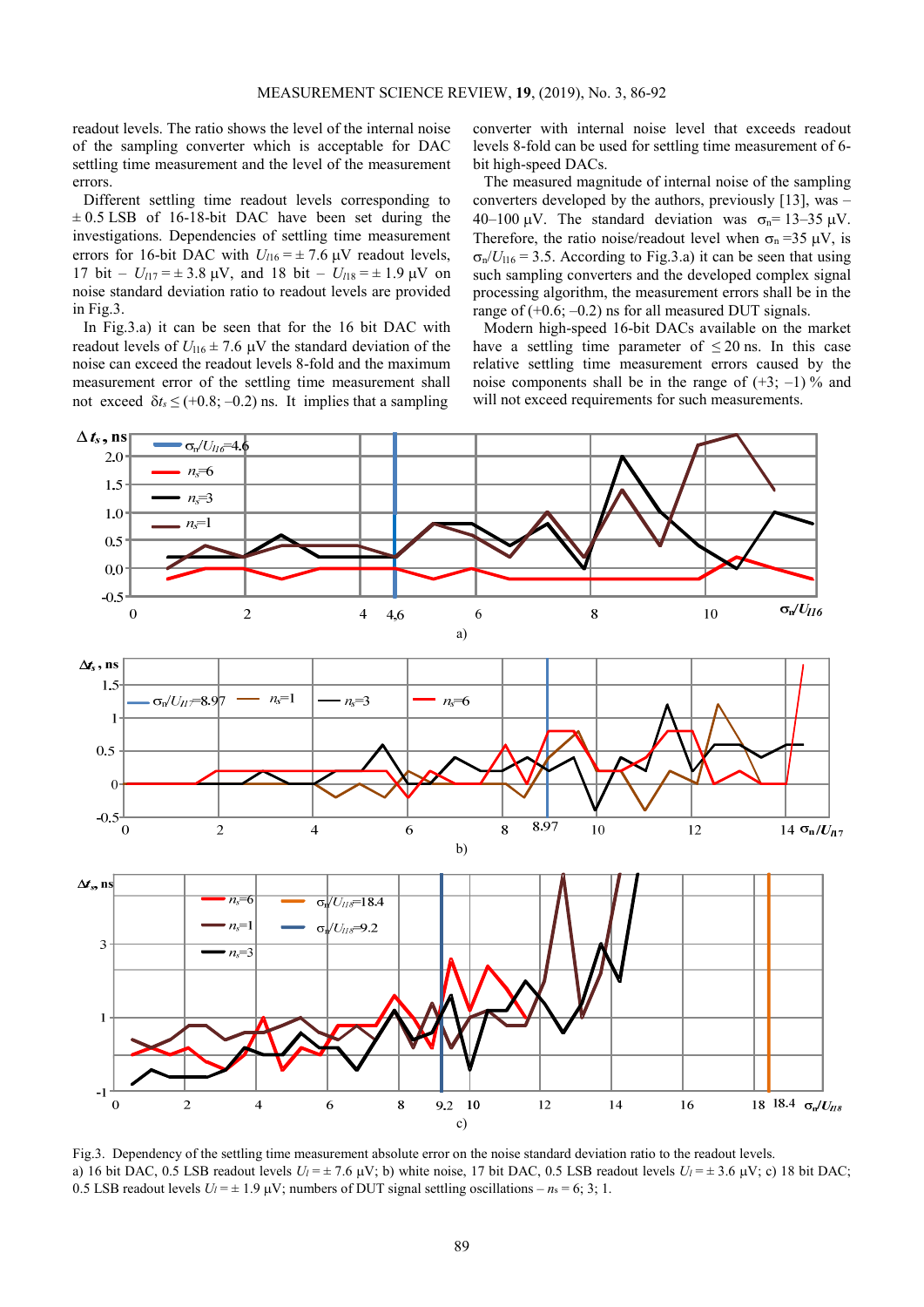readout levels. The ratio shows the level of the internal noise of the sampling converter which is acceptable for DAC settling time measurement and the level of the measurement errors.

Different settling time readout levels corresponding to $\pm 0.5$ LSB of 16-18-bit DAC have been set during the investigations. Dependencies of settling time measurement errors for 16-bit DAC with $U_{l16} = \pm 7.6\ \mu V$ readout levels, 17 bit – $U_{l17} = \pm 3.8\ \mu V$, and 18 bit – $U_{l18} = \pm 1.9\ \mu V$ on noise standard deviation ratio to readout levels are provided in Fig.3.

In Fig.3.a) it can be seen that for the 16 bit DAC with readout levels of $U_{l16} \pm 7.6\ \mu V$ the standard deviation of the noise can exceed the readout levels 8-fold and the maximum measurement error of the settling time measurement shall not exceed $\delta t_s \leq (+0.8; -0.2)$ ns. It implies that a sampling converter with internal noise level that exceeds readout levels 8-fold can be used for settling time measurement of 6-bit high-speed DACs.

The measured magnitude of internal noise of the sampling converters developed by the authors, previously [13], was – 40–100 μV. The standard deviation was $\sigma_n = 13–35\ \mu V$. Therefore, the ratio noise/readout level when $\sigma_n = 35\ \mu V$, is $\sigma_n/U_{l16} = 3.5$. According to Fig.3.a) it can be seen that using such sampling converters and the developed complex signal processing algorithm, the measurement errors shall be in the range of (+0.6; –0.2) ns for all measured DUT signals.

Modern high-speed 16-bit DACs available on the market have a settling time parameter of ≤ 20 ns. In this case relative settling time measurement errors caused by the noise components shall be in the range of (+3; –1) % and will not exceed requirements for such measurements.

Fig.3. Dependency of the settling time measurement absolute error on the noise standard deviation ratio to the readout levels.
a) 16 bit DAC, 0.5 LSB readout levels $U_l = \pm 7.6\ \mu V$; b) white noise, 17 bit DAC, 0.5 LSB readout levels $U_l = \pm 3.6\ \mu V$; c) 18 bit DAC; 0.5 LSB readout levels $U_l = \pm 1.9\ \mu V$; numbers of DUT signal settling oscillations – $n_s = 6; 3; 1$.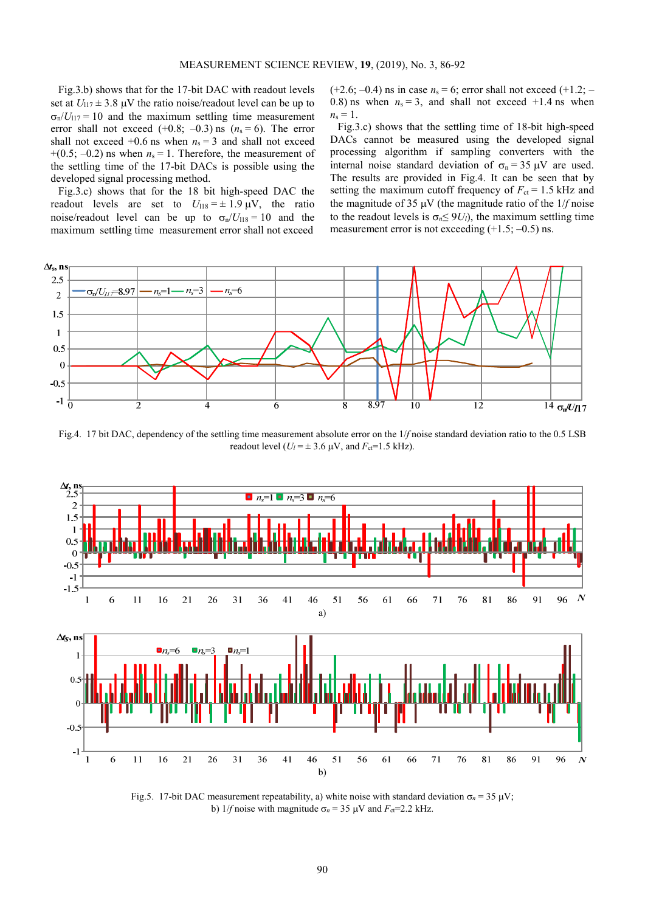Fig.3.b) shows that for the 17-bit DAC with readout levels set at $U_{l17} \pm 3.8$ μV the ratio noise/readout level can be up to $\sigma_n/U_{l17} = 10$ and the maximum settling time measurement error shall not exceed (+0.8; –0.3) ns ($n_s = 6$). The error shall not exceed +0.6 ns when $n_s = 3$ and shall not exceed +(0.5; –0.2) ns when $n_s = 1$. Therefore, the measurement of the settling time of the 17-bit DACs is possible using the developed signal processing method.

Fig.3.c) shows that for the 18 bit high-speed DAC the readout levels are set to $U_{l18} = \pm 1.9$ μV, the ratio noise/readout level can be up to $\sigma_n/U_{l18} = 10$ and the maximum settling time measurement error shall not exceed (+2.6; –0.4) ns in case $n_s = 6$; error shall not exceed (+1.2; –0.8) ns when $n_s = 3$, and shall not exceed +1.4 ns when $n_s = 1$.

Fig.3.c) shows that the settling time of 18-bit high-speed DACs cannot be measured using the developed signal processing algorithm if sampling converters with the internal noise standard deviation of $\sigma_n = 35$ μV are used. The results are provided in Fig.4. It can be seen that by setting the maximum cutoff frequency of $F_{ct} = 1.5$ kHz and the magnitude of 35 μV (the magnitude ratio of the 1/*f* noise to the readout levels is $\sigma_n \leq 9U_l$), the maximum settling time measurement error is not exceeding (+1.5; –0.5) ns.

Fig.4. 17 bit DAC, dependency of the settling time measurement absolute error on the 1/*f* noise standard deviation ratio to the 0.5 LSB readout level ($U_l = \pm 3.6$ μV, and $F_{ct}$=1.5 kHz).

Fig.5. 17-bit DAC measurement repeatability, a) white noise with standard deviation $\sigma_n = 35$ μV; b) 1/*f* noise with magnitude $\sigma_n = 35$ μV and $F_{ct}$=2.2 kHz.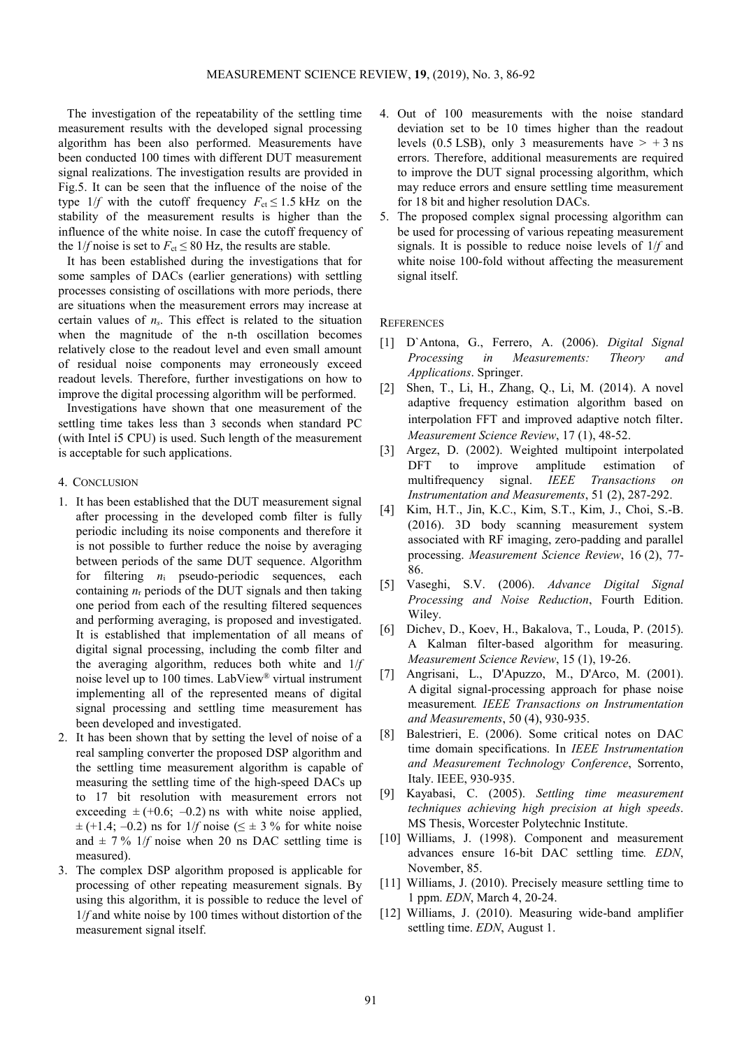The investigation of the repeatability of the settling time measurement results with the developed signal processing algorithm has been also performed. Measurements have been conducted 100 times with different DUT measurement signal realizations. The investigation results are provided in Fig.5. It can be seen that the influence of the noise of the type $1/f$ with the cutoff frequency $F_{ct} \leq 1.5$ kHz on the stability of the measurement results is higher than the influence of the white noise. In case the cutoff frequency of the $1/f$ noise is set to $F_{ct} \leq 80$ Hz, the results are stable.

It has been established during the investigations that for some samples of DACs (earlier generations) with settling processes consisting of oscillations with more periods, there are situations when the measurement errors may increase at certain values of $n_s$. This effect is related to the situation when the magnitude of the n-th oscillation becomes relatively close to the readout level and even small amount of residual noise components may erroneously exceed readout levels. Therefore, further investigations on how to improve the digital processing algorithm will be performed.

Investigations have shown that one measurement of the settling time takes less than 3 seconds when standard PC (with Intel i5 CPU) is used. Such length of the measurement is acceptable for such applications.

## 4. Conclusion

1. It has been established that the DUT measurement signal after processing in the developed comb filter is fully periodic including its noise components and therefore it is not possible to further reduce the noise by averaging between periods of the same DUT sequence. Algorithm for filtering $n_i$ pseudo-periodic sequences, each containing $n_r$ periods of the DUT signals and then taking one period from each of the resulting filtered sequences and performing averaging, is proposed and investigated. It is established that implementation of all means of digital signal processing, including the comb filter and the averaging algorithm, reduces both white and $1/f$ noise level up to 100 times. LabView® virtual instrument implementing all of the represented means of digital signal processing and settling time measurement has been developed and investigated.
2. It has been shown that by setting the level of noise of a real sampling converter the proposed DSP algorithm and the settling time measurement algorithm is capable of measuring the settling time of the high-speed DACs up to 17 bit resolution with measurement errors not exceeding $\pm(+0.6; -0.2)$ ns with white noise applied, $\pm(+1.4; -0.2)$ ns for $1/f$ noise ($\leq \pm 3$ % for white noise and $\pm 7$ % $1/f$ noise when 20 ns DAC settling time is measured).
3. The complex DSP algorithm proposed is applicable for processing of other repeating measurement signals. By using this algorithm, it is possible to reduce the level of $1/f$ and white noise by 100 times without distortion of the measurement signal itself.
4. Out of 100 measurements with the noise standard deviation set to be 10 times higher than the readout levels (0.5 LSB), only 3 measurements have $> +3$ ns errors. Therefore, additional measurements are required to improve the DUT signal processing algorithm, which may reduce errors and ensure settling time measurement for 18 bit and higher resolution DACs.
5. The proposed complex signal processing algorithm can be used for processing of various repeating measurement signals. It is possible to reduce noise levels of $1/f$ and white noise 100-fold without affecting the measurement signal itself.

## References

[1] D`Antona, G., Ferrero, A. (2006). *Digital Signal Processing in Measurements: Theory and Applications*. Springer.

[2] Shen, T., Li, H., Zhang, Q., Li, M. (2014). A novel adaptive frequency estimation algorithm based on interpolation FFT and improved adaptive notch filter. *Measurement Science Review*, 17 (1), 48-52.

[3] Argez, D. (2002). Weighted multipoint interpolated DFT to improve amplitude estimation of multifrequency signal. *IEEE Transactions on Instrumentation and Measurements*, 51 (2), 287-292.

[4] Kim, H.T., Jin, K.C., Kim, S.T., Kim, J., Choi, S.-B. (2016). 3D body scanning measurement system associated with RF imaging, zero-padding and parallel processing. *Measurement Science Review*, 16 (2), 77-86.

[5] Vaseghi, S.V. (2006). *Advance Digital Signal Processing and Noise Reduction*, Fourth Edition. Wiley.

[6] Dichev, D., Koev, H., Bakalova, T., Louda, P. (2015). A Kalman filter-based algorithm for measuring. *Measurement Science Review*, 15 (1), 19-26.

[7] Angrisani, L., D'Apuzzo, M., D'Arco, M. (2001). A digital signal-processing approach for phase noise measurement*. IEEE Transactions on Instrumentation and Measurements*, 50 (4), 930-935.

[8] Balestrieri, E. (2006). Some critical notes on DAC time domain specifications. In *IEEE Instrumentation and Measurement Technology Conference*, Sorrento, Italy. IEEE, 930-935.

[9] Kayabasi, C. (2005). *Settling time measurement techniques achieving high precision at high speeds*. MS Thesis, Worcester Polytechnic Institute.

[10] Williams, J. (1998). Component and measurement advances ensure 16-bit DAC settling time*. EDN*, November, 85.

[11] Williams, J. (2010). Precisely measure settling time to 1 ppm. *EDN*, March 4, 20-24.

[12] Williams, J. (2010). Measuring wide-band amplifier settling time. *EDN*, August 1.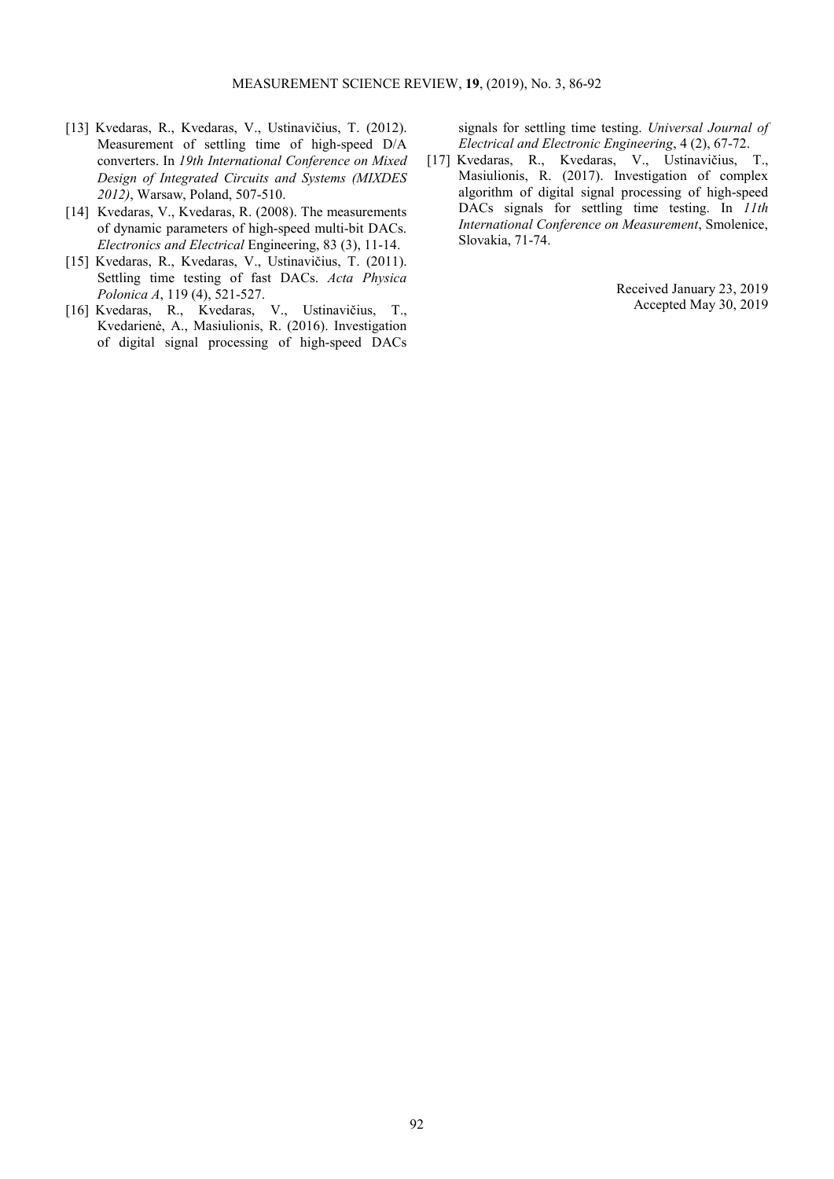[13] Kvedaras, R., Kvedaras, V., Ustinavičius, T. (2012). Measurement of settling time of high-speed D/A converters. In *19th International Conference on Mixed Design of Integrated Circuits and Systems (MIXDES 2012)*, Warsaw, Poland, 507-510.

[14] Kvedaras, V., Kvedaras, R. (2008). The measurements of dynamic parameters of high-speed multi-bit DACs. *Electronics and Electrical* Engineering, 83 (3), 11-14.

[15] Kvedaras, R., Kvedaras, V., Ustinavičius, T. (2011). Settling time testing of fast DACs. *Acta Physica Polonica A*, 119 (4), 521-527.

[16] Kvedaras, R., Kvedaras, V., Ustinavičius, T., Kvedarienė, A., Masiulionis, R. (2016). Investigation of digital signal processing of high-speed DACs signals for settling time testing. *Universal Journal of Electrical and Electronic Engineering*, 4 (2), 67-72.

[17] Kvedaras, R., Kvedaras, V., Ustinavičius, T., Masiulionis, R. (2017). Investigation of complex algorithm of digital signal processing of high-speed DACs signals for settling time testing. In *11th International Conference on Measurement*, Smolenice, Slovakia, 71-74.

Received January 23, 2019
Accepted May 30, 2019